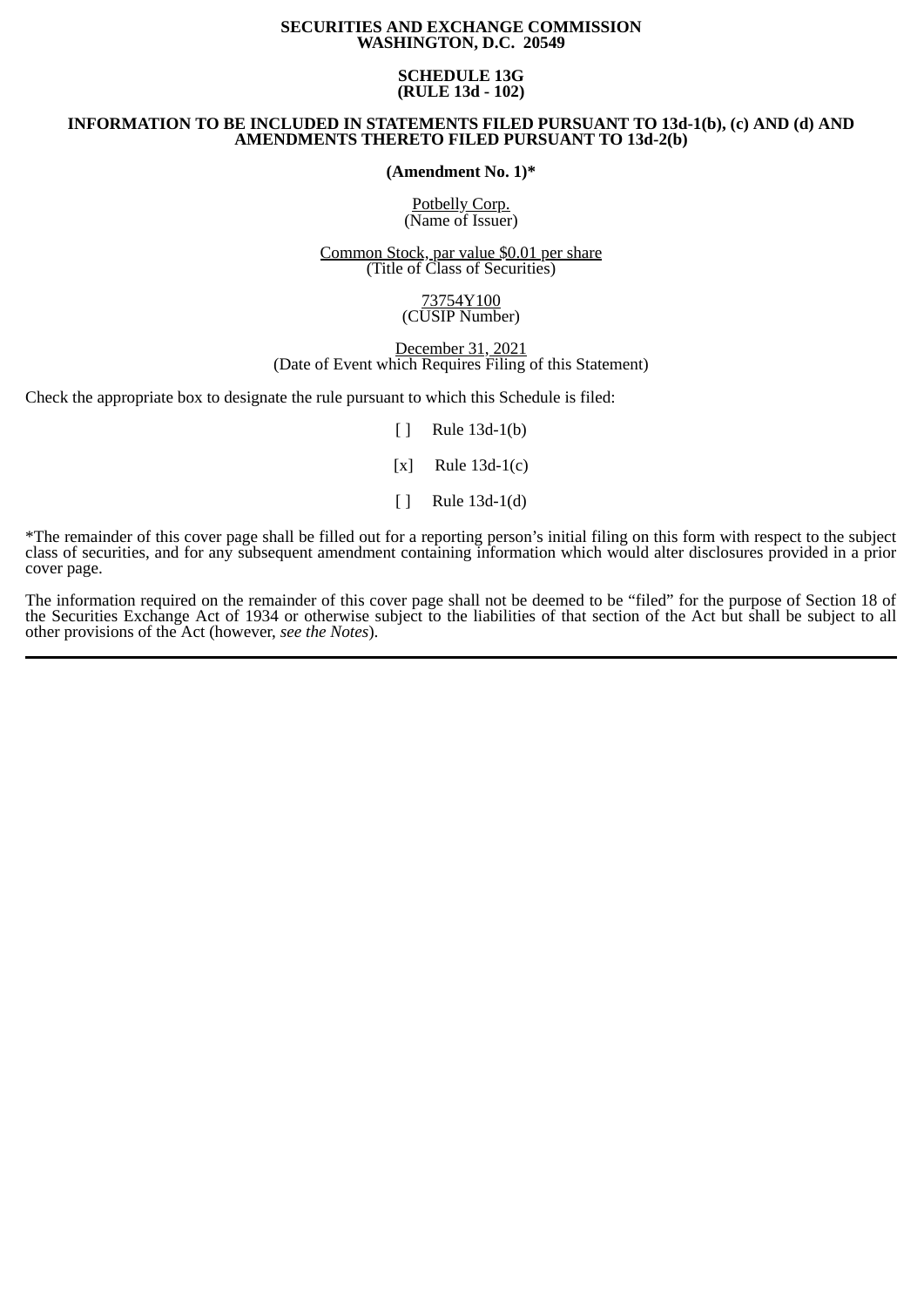**SECURITIES AND EXCHANGE COMMISSION**
**WASHINGTON, D.C. 20549**

**SCHEDULE 13G**
**(RULE 13d - 102)**

**INFORMATION TO BE INCLUDED IN STATEMENTS FILED PURSUANT TO 13d-1(b), (c) AND (d) AND AMENDMENTS THERETO FILED PURSUANT TO 13d-2(b)**

**(Amendment No. 1)***

Potbelly Corp.
(Name of Issuer)

Common Stock, par value $0.01 per share
(Title of Class of Securities)

73754Y100
(CUSIP Number)

December 31, 2021
(Date of Event which Requires Filing of this Statement)

Check the appropriate box to designate the rule pursuant to which this Schedule is filed:

[ ] Rule 13d-1(b)

[x] Rule 13d-1(c)

[ ] Rule 13d-1(d)

*The remainder of this cover page shall be filled out for a reporting person's initial filing on this form with respect to the subject class of securities, and for any subsequent amendment containing information which would alter disclosures provided in a prior cover page.

The information required on the remainder of this cover page shall not be deemed to be "filed" for the purpose of Section 18 of the Securities Exchange Act of 1934 or otherwise subject to the liabilities of that section of the Act but shall be subject to all other provisions of the Act (however, *see the Notes*).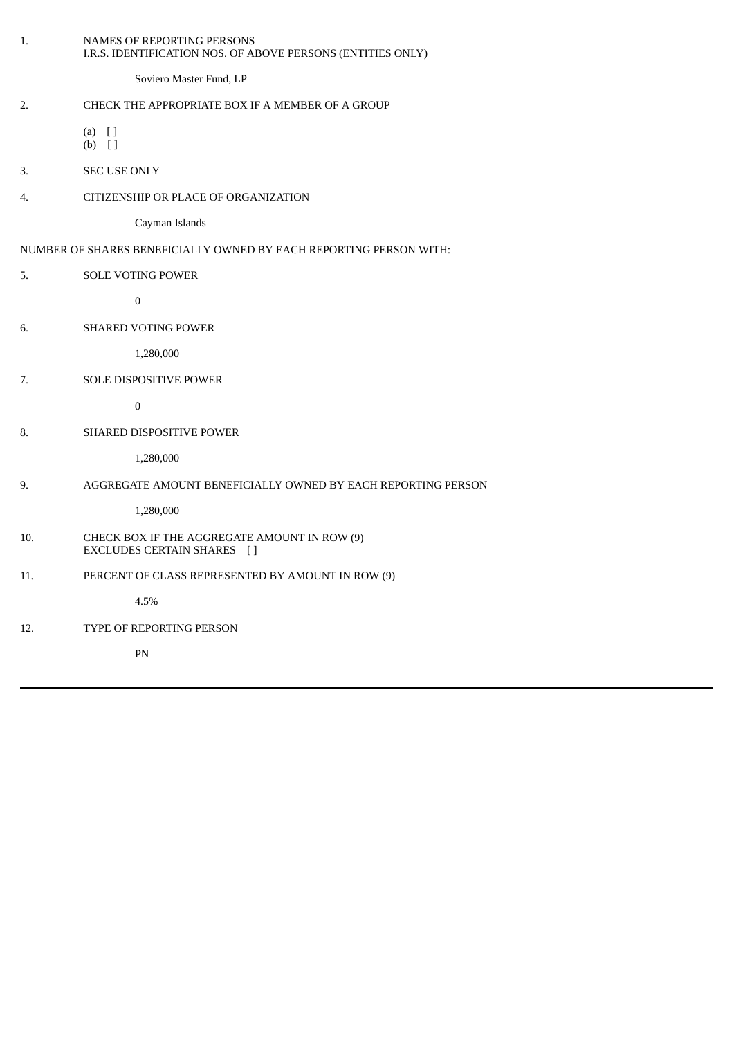1. NAMES OF REPORTING PERSONS
   I.R.S. IDENTIFICATION NOS. OF ABOVE PERSONS (ENTITIES ONLY)

   Soviero Master Fund, LP

2. CHECK THE APPROPRIATE BOX IF A MEMBER OF A GROUP

   (a) [ ]
   (b) [ ]

3. SEC USE ONLY

4. CITIZENSHIP OR PLACE OF ORGANIZATION

   Cayman Islands

NUMBER OF SHARES BENEFICIALLY OWNED BY EACH REPORTING PERSON WITH:

5. SOLE VOTING POWER

   0

6. SHARED VOTING POWER

   1,280,000

7. SOLE DISPOSITIVE POWER

   0

8. SHARED DISPOSITIVE POWER

   1,280,000

9. AGGREGATE AMOUNT BENEFICIALLY OWNED BY EACH REPORTING PERSON

   1,280,000

10. CHECK BOX IF THE AGGREGATE AMOUNT IN ROW (9) EXCLUDES CERTAIN SHARES [ ]

11. PERCENT OF CLASS REPRESENTED BY AMOUNT IN ROW (9)

   4.5%

12. TYPE OF REPORTING PERSON

   PN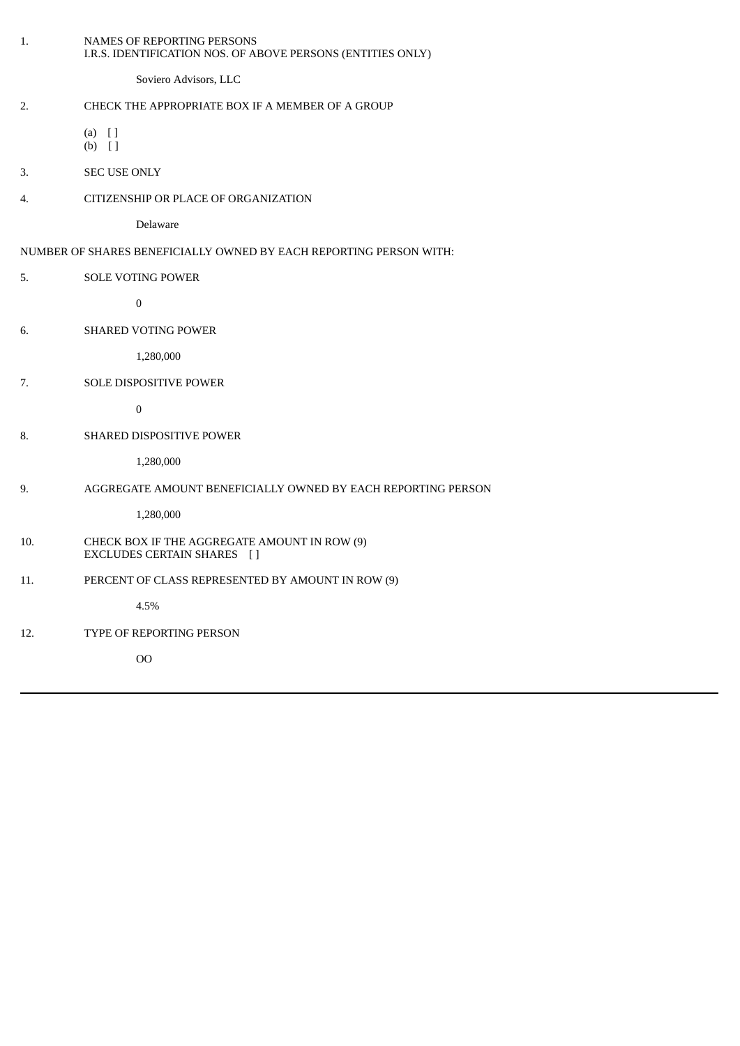1. NAMES OF REPORTING PERSONS
   I.R.S. IDENTIFICATION NOS. OF ABOVE PERSONS (ENTITIES ONLY)

   Soviero Advisors, LLC

2. CHECK THE APPROPRIATE BOX IF A MEMBER OF A GROUP

   (a) [ ]
   (b) [ ]

3. SEC USE ONLY

4. CITIZENSHIP OR PLACE OF ORGANIZATION

   Delaware

NUMBER OF SHARES BENEFICIALLY OWNED BY EACH REPORTING PERSON WITH:

5. SOLE VOTING POWER

   0

6. SHARED VOTING POWER

   1,280,000

7. SOLE DISPOSITIVE POWER

   0

8. SHARED DISPOSITIVE POWER

   1,280,000

9. AGGREGATE AMOUNT BENEFICIALLY OWNED BY EACH REPORTING PERSON

   1,280,000

10. CHECK BOX IF THE AGGREGATE AMOUNT IN ROW (9) EXCLUDES CERTAIN SHARES [ ]

11. PERCENT OF CLASS REPRESENTED BY AMOUNT IN ROW (9)

    4.5%

12. TYPE OF REPORTING PERSON

    OO

---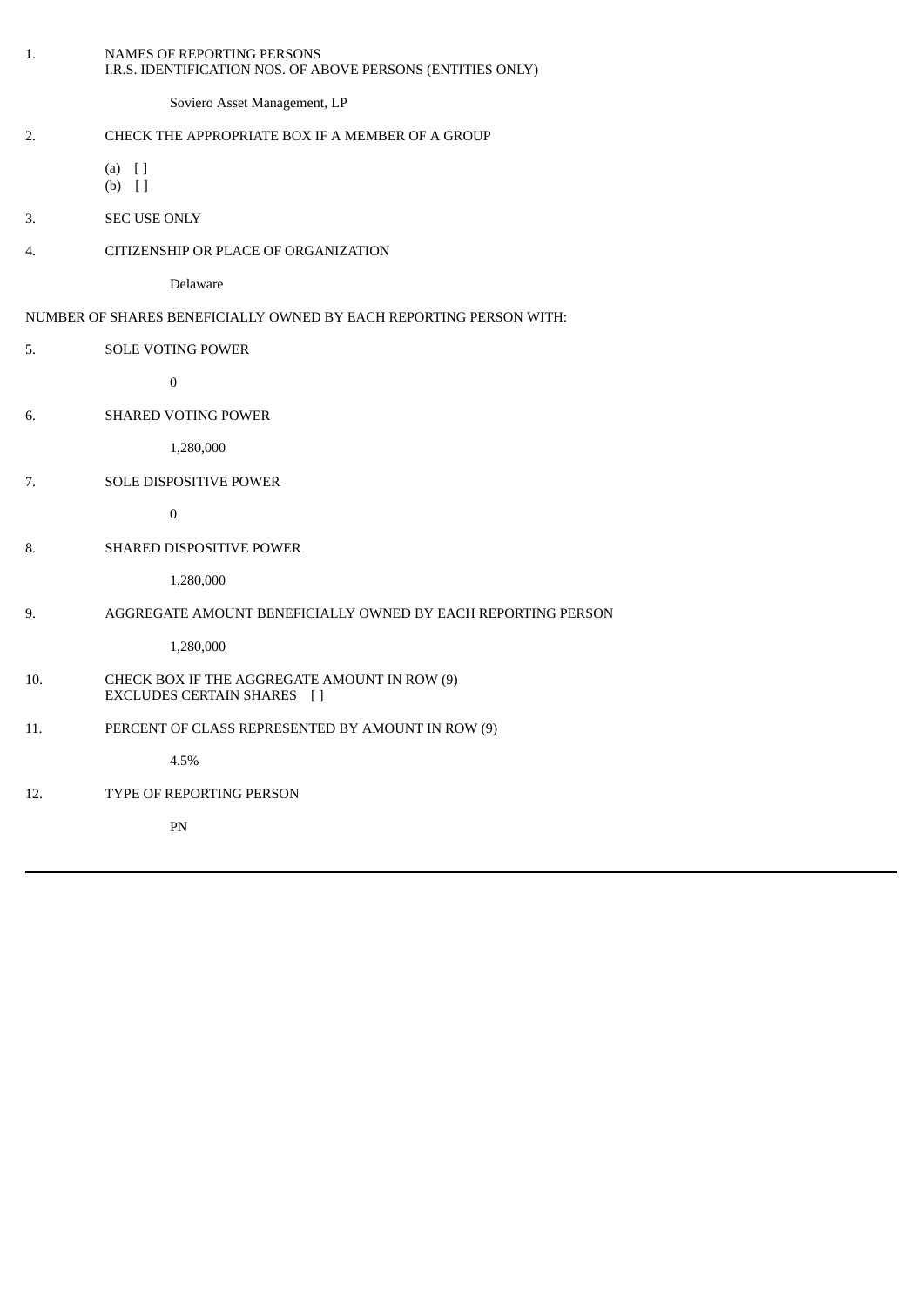| | | |
|---|---|---|
| 1. | NAMES OF REPORTING PERSONS<br>I.R.S. IDENTIFICATION NOS. OF ABOVE PERSONS (ENTITIES ONLY) | |
| | Soviero Asset Management, LP | |
| 2. | CHECK THE APPROPRIATE BOX IF A MEMBER OF A GROUP | |
| | (a) [ ]<br>(b) [ ] | |
| 3. | SEC USE ONLY | |
| 4. | CITIZENSHIP OR PLACE OF ORGANIZATION | |
| | Delaware | |

NUMBER OF SHARES BENEFICIALLY OWNED BY EACH REPORTING PERSON WITH:

| | | |
|---|---|---|
| 5. | SOLE VOTING POWER | |
| | 0 | |
| 6. | SHARED VOTING POWER | |
| | 1,280,000 | |
| 7. | SOLE DISPOSITIVE POWER | |
| | 0 | |
| 8. | SHARED DISPOSITIVE POWER | |
| | 1,280,000 | |
| 9. | AGGREGATE AMOUNT BENEFICIALLY OWNED BY EACH REPORTING PERSON | |
| | 1,280,000 | |
| 10. | CHECK BOX IF THE AGGREGATE AMOUNT IN ROW (9)<br>EXCLUDES CERTAIN SHARES [ ] | |
| 11. | PERCENT OF CLASS REPRESENTED BY AMOUNT IN ROW (9) | |
| | 4.5% | |
| 12. | TYPE OF REPORTING PERSON | |
| | PN | |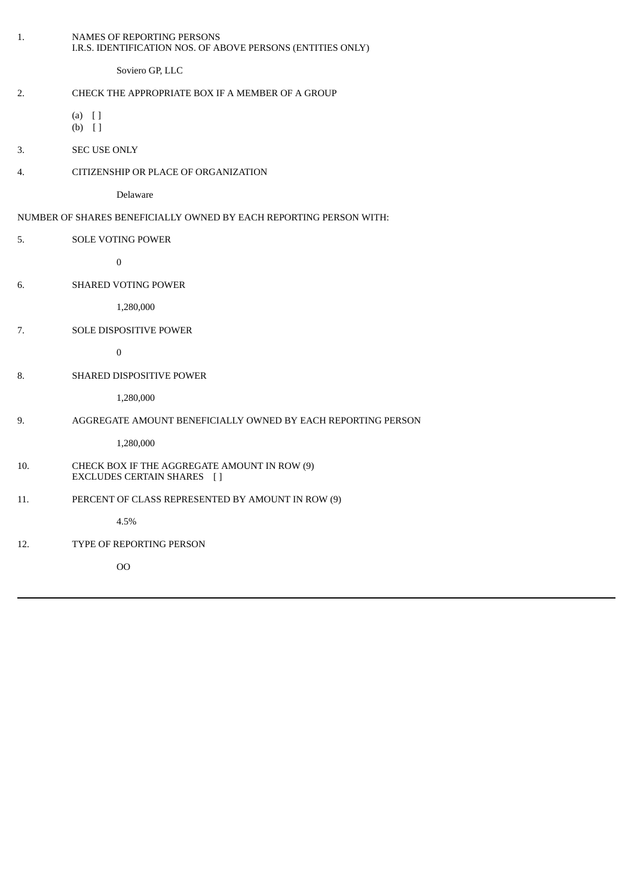| | |
|---|---|
| 1. | NAMES OF REPORTING PERSONS<br>I.R.S. IDENTIFICATION NOS. OF ABOVE PERSONS (ENTITIES ONLY) |
| | Soviero GP, LLC |
| 2. | CHECK THE APPROPRIATE BOX IF A MEMBER OF A GROUP |
| | (a) [ ]<br>(b) [ ] |
| 3. | SEC USE ONLY |
| 4. | CITIZENSHIP OR PLACE OF ORGANIZATION |
| | Delaware |

NUMBER OF SHARES BENEFICIALLY OWNED BY EACH REPORTING PERSON WITH:

| | |
|---|---|
| 5. | SOLE VOTING POWER |
| | 0 |
| 6. | SHARED VOTING POWER |
| | 1,280,000 |
| 7. | SOLE DISPOSITIVE POWER |
| | 0 |
| 8. | SHARED DISPOSITIVE POWER |
| | 1,280,000 |
| 9. | AGGREGATE AMOUNT BENEFICIALLY OWNED BY EACH REPORTING PERSON |
| | 1,280,000 |
| 10. | CHECK BOX IF THE AGGREGATE AMOUNT IN ROW (9) EXCLUDES CERTAIN SHARES [ ] |
| 11. | PERCENT OF CLASS REPRESENTED BY AMOUNT IN ROW (9) |
| | 4.5% |
| 12. | TYPE OF REPORTING PERSON |
| | OO |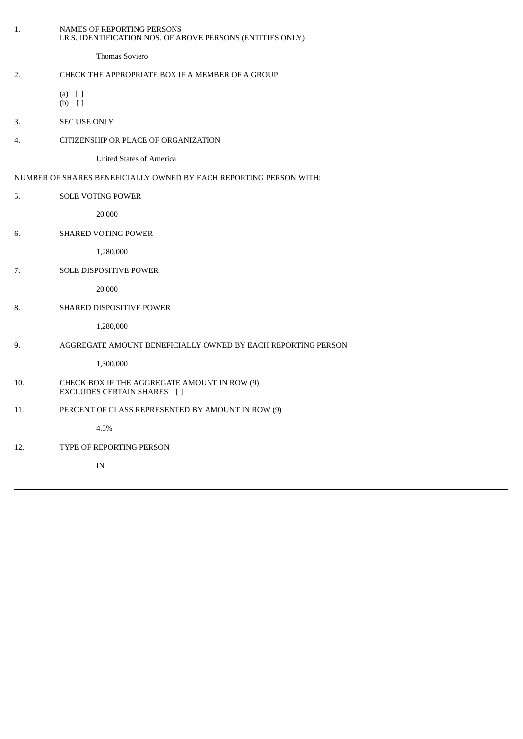1. NAMES OF REPORTING PERSONS
   I.R.S. IDENTIFICATION NOS. OF ABOVE PERSONS (ENTITIES ONLY)

   Thomas Soviero

2. CHECK THE APPROPRIATE BOX IF A MEMBER OF A GROUP

   (a) [ ]
   (b) [ ]

3. SEC USE ONLY

4. CITIZENSHIP OR PLACE OF ORGANIZATION

   United States of America

NUMBER OF SHARES BENEFICIALLY OWNED BY EACH REPORTING PERSON WITH:

5. SOLE VOTING POWER

   20,000

6. SHARED VOTING POWER

   1,280,000

7. SOLE DISPOSITIVE POWER

   20,000

8. SHARED DISPOSITIVE POWER

   1,280,000

9. AGGREGATE AMOUNT BENEFICIALLY OWNED BY EACH REPORTING PERSON

   1,300,000

10. CHECK BOX IF THE AGGREGATE AMOUNT IN ROW (9)
    EXCLUDES CERTAIN SHARES [ ]

11. PERCENT OF CLASS REPRESENTED BY AMOUNT IN ROW (9)

    4.5%

12. TYPE OF REPORTING PERSON

    IN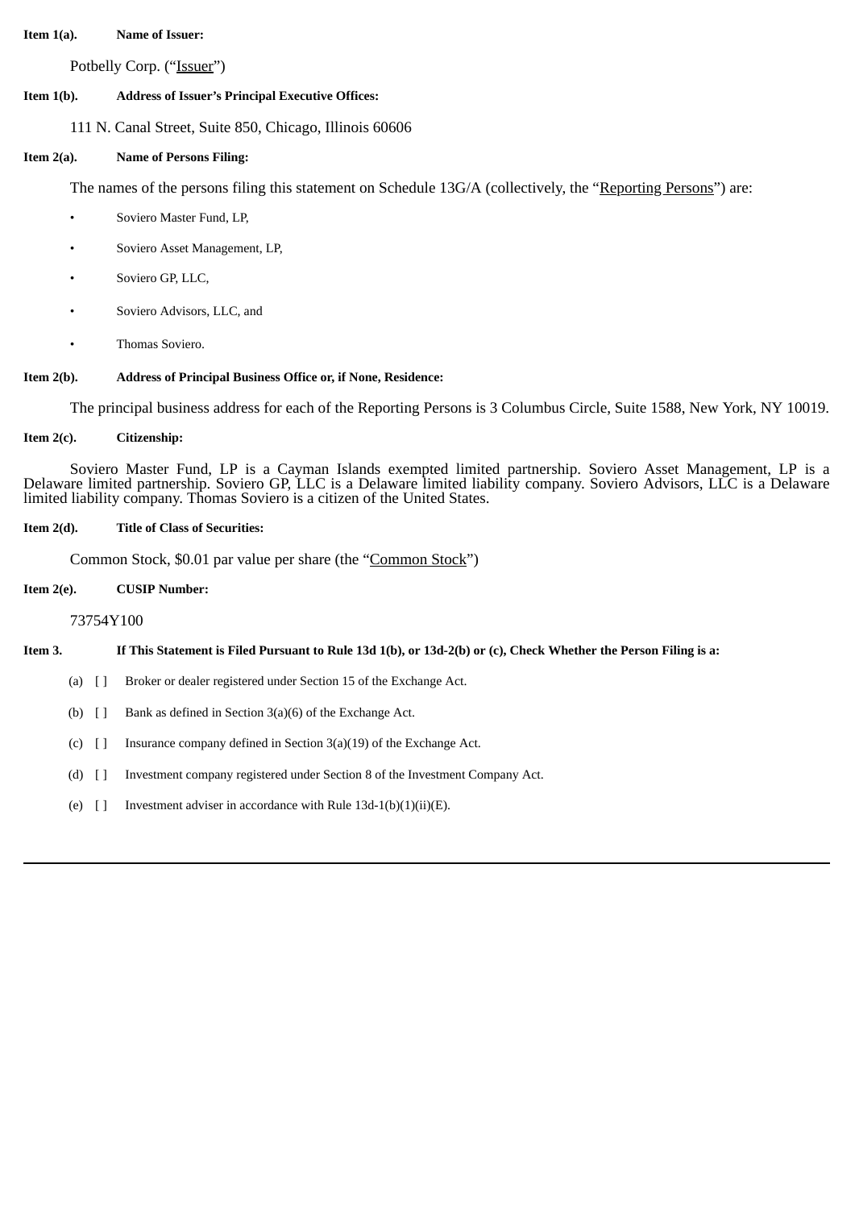**Item 1(a). Name of Issuer:**

Potbelly Corp. ("Issuer")

**Item 1(b). Address of Issuer's Principal Executive Offices:**

111 N. Canal Street, Suite 850, Chicago, Illinois 60606

**Item 2(a). Name of Persons Filing:**

The names of the persons filing this statement on Schedule 13G/A (collectively, the "Reporting Persons") are:

- Soviero Master Fund, LP,
- Soviero Asset Management, LP,
- Soviero GP, LLC,
- Soviero Advisors, LLC, and
- Thomas Soviero.

**Item 2(b). Address of Principal Business Office or, if None, Residence:**

The principal business address for each of the Reporting Persons is 3 Columbus Circle, Suite 1588, New York, NY 10019.

**Item 2(c). Citizenship:**

Soviero Master Fund, LP is a Cayman Islands exempted limited partnership. Soviero Asset Management, LP is a Delaware limited partnership. Soviero GP, LLC is a Delaware limited liability company. Soviero Advisors, LLC is a Delaware limited liability company. Thomas Soviero is a citizen of the United States.

**Item 2(d). Title of Class of Securities:**

Common Stock, $0.01 par value per share (the "Common Stock")

**Item 2(e). CUSIP Number:**

73754Y100

**Item 3. If This Statement is Filed Pursuant to Rule 13d 1(b), or 13d-2(b) or (c), Check Whether the Person Filing is a:**

(a) [ ] Broker or dealer registered under Section 15 of the Exchange Act.

(b) [ ] Bank as defined in Section 3(a)(6) of the Exchange Act.

(c) [ ] Insurance company defined in Section 3(a)(19) of the Exchange Act.

(d) [ ] Investment company registered under Section 8 of the Investment Company Act.

(e) [ ] Investment adviser in accordance with Rule 13d-1(b)(1)(ii)(E).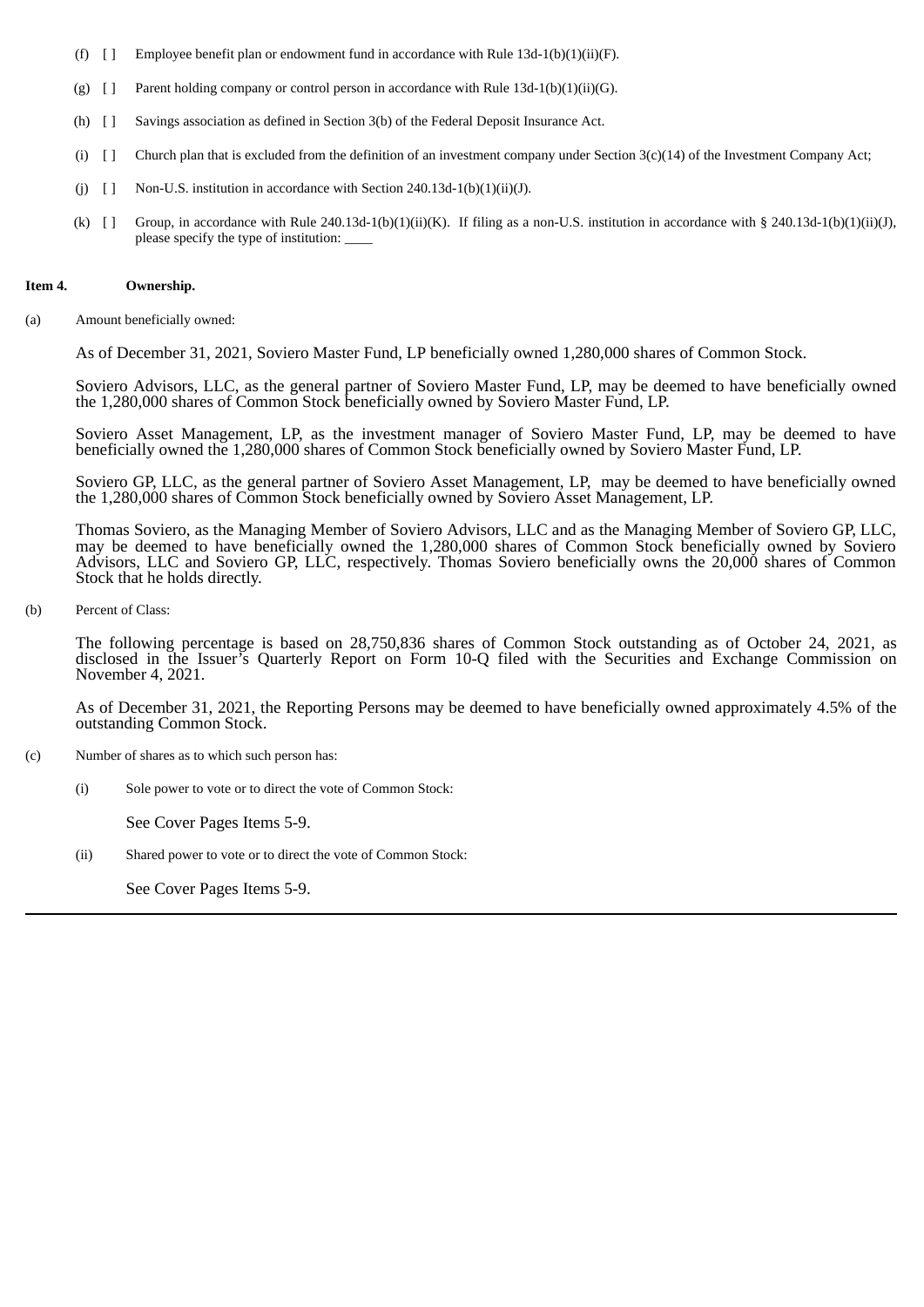(f) [ ] Employee benefit plan or endowment fund in accordance with Rule 13d-1(b)(1)(ii)(F).

(g) [ ] Parent holding company or control person in accordance with Rule 13d-1(b)(1)(ii)(G).

(h) [ ] Savings association as defined in Section 3(b) of the Federal Deposit Insurance Act.

(i) [ ] Church plan that is excluded from the definition of an investment company under Section 3(c)(14) of the Investment Company Act;

(j) [ ] Non-U.S. institution in accordance with Section 240.13d-1(b)(1)(ii)(J).

(k) [ ] Group, in accordance with Rule 240.13d-1(b)(1)(ii)(K). If filing as a non-U.S. institution in accordance with § 240.13d-1(b)(1)(ii)(J), please specify the type of institution: ____

**Item 4. Ownership.**

(a) Amount beneficially owned:

As of December 31, 2021, Soviero Master Fund, LP beneficially owned 1,280,000 shares of Common Stock.

Soviero Advisors, LLC, as the general partner of Soviero Master Fund, LP, may be deemed to have beneficially owned the 1,280,000 shares of Common Stock beneficially owned by Soviero Master Fund, LP.

Soviero Asset Management, LP, as the investment manager of Soviero Master Fund, LP, may be deemed to have beneficially owned the 1,280,000 shares of Common Stock beneficially owned by Soviero Master Fund, LP.

Soviero GP, LLC, as the general partner of Soviero Asset Management, LP, may be deemed to have beneficially owned the 1,280,000 shares of Common Stock beneficially owned by Soviero Asset Management, LP.

Thomas Soviero, as the Managing Member of Soviero Advisors, LLC and as the Managing Member of Soviero GP, LLC, may be deemed to have beneficially owned the 1,280,000 shares of Common Stock beneficially owned by Soviero Advisors, LLC and Soviero GP, LLC, respectively. Thomas Soviero beneficially owns the 20,000 shares of Common Stock that he holds directly.

(b) Percent of Class:

The following percentage is based on 28,750,836 shares of Common Stock outstanding as of October 24, 2021, as disclosed in the Issuer's Quarterly Report on Form 10-Q filed with the Securities and Exchange Commission on November 4, 2021.

As of December 31, 2021, the Reporting Persons may be deemed to have beneficially owned approximately 4.5% of the outstanding Common Stock.

(c) Number of shares as to which such person has:

(i) Sole power to vote or to direct the vote of Common Stock:

See Cover Pages Items 5-9.

(ii) Shared power to vote or to direct the vote of Common Stock:

See Cover Pages Items 5-9.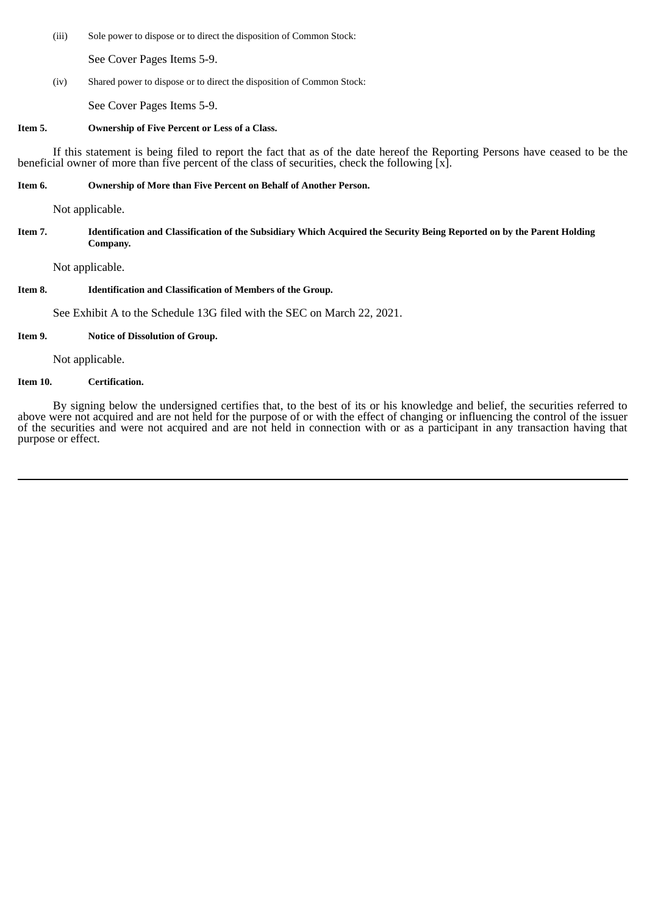(iii) Sole power to dispose or to direct the disposition of Common Stock:

See Cover Pages Items 5-9.

(iv) Shared power to dispose or to direct the disposition of Common Stock:

See Cover Pages Items 5-9.

**Item 5. Ownership of Five Percent or Less of a Class.**

If this statement is being filed to report the fact that as of the date hereof the Reporting Persons have ceased to be the beneficial owner of more than five percent of the class of securities, check the following [x].

**Item 6. Ownership of More than Five Percent on Behalf of Another Person.**

Not applicable.

**Item 7. Identification and Classification of the Subsidiary Which Acquired the Security Being Reported on by the Parent Holding Company.**

Not applicable.

**Item 8. Identification and Classification of Members of the Group.**

See Exhibit A to the Schedule 13G filed with the SEC on March 22, 2021.

**Item 9. Notice of Dissolution of Group.**

Not applicable.

**Item 10. Certification.**

By signing below the undersigned certifies that, to the best of its or his knowledge and belief, the securities referred to above were not acquired and are not held for the purpose of or with the effect of changing or influencing the control of the issuer of the securities and were not acquired and are not held in connection with or as a participant in any transaction having that purpose or effect.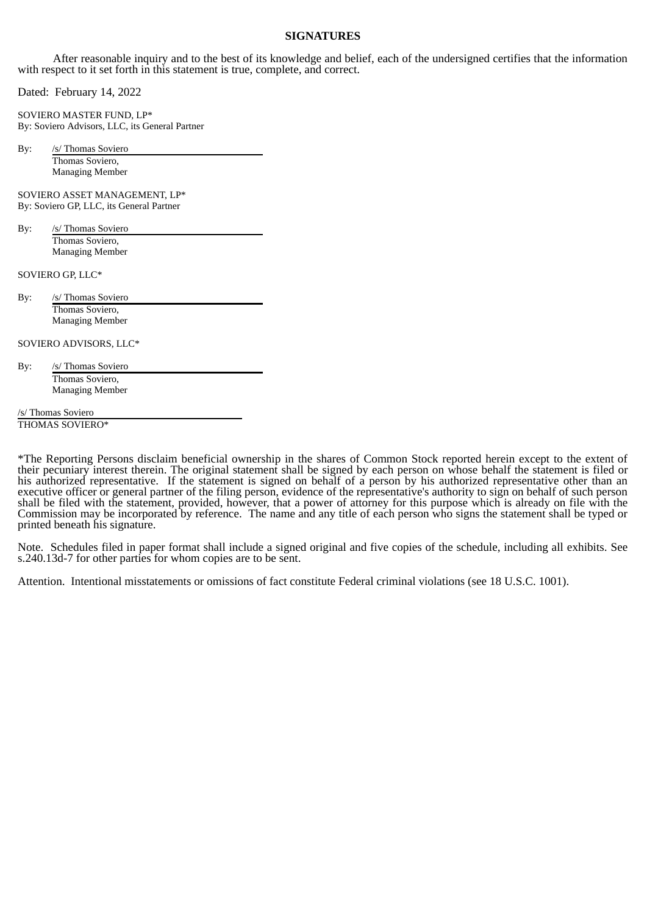## SIGNATURES

After reasonable inquiry and to the best of its knowledge and belief, each of the undersigned certifies that the information with respect to it set forth in this statement is true, complete, and correct.

Dated: February 14, 2022

SOVIERO MASTER FUND, LP*
By: Soviero Advisors, LLC, its General Partner

By: /s/ Thomas Soviero
Thomas Soviero,
Managing Member

SOVIERO ASSET MANAGEMENT, LP*
By: Soviero GP, LLC, its General Partner

By: /s/ Thomas Soviero
Thomas Soviero,
Managing Member

SOVIERO GP, LLC*

By: /s/ Thomas Soviero
Thomas Soviero,
Managing Member

SOVIERO ADVISORS, LLC*

By: /s/ Thomas Soviero
Thomas Soviero,
Managing Member

/s/ Thomas Soviero
THOMAS SOVIERO*

*The Reporting Persons disclaim beneficial ownership in the shares of Common Stock reported herein except to the extent of their pecuniary interest therein. The original statement shall be signed by each person on whose behalf the statement is filed or his authorized representative. If the statement is signed on behalf of a person by his authorized representative other than an executive officer or general partner of the filing person, evidence of the representative's authority to sign on behalf of such person shall be filed with the statement, provided, however, that a power of attorney for this purpose which is already on file with the Commission may be incorporated by reference. The name and any title of each person who signs the statement shall be typed or printed beneath his signature.

Note. Schedules filed in paper format shall include a signed original and five copies of the schedule, including all exhibits. See s.240.13d-7 for other parties for whom copies are to be sent.

Attention. Intentional misstatements or omissions of fact constitute Federal criminal violations (see 18 U.S.C. 1001).